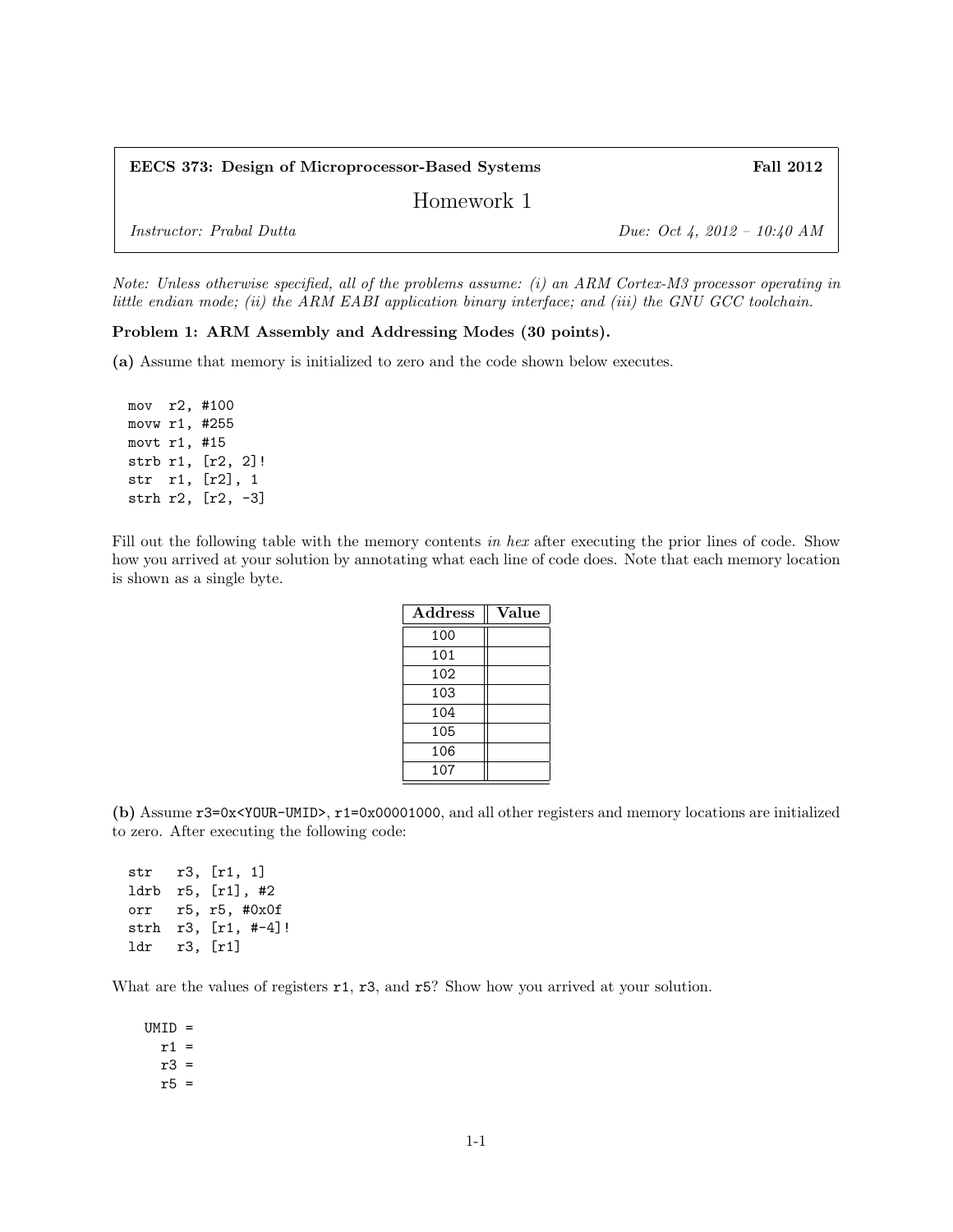**EECS 373: Design of Microprocessor-Based Systems** **Fall 2012**

# Homework 1

*Instructor: Prabal Dutta* *Due: Oct 4, 2012 – 10:40 AM*

*Note: Unless otherwise specified, all of the problems assume: (i) an ARM Cortex-M3 processor operating in little endian mode; (ii) the ARM EABI application binary interface; and (iii) the GNU GCC toolchain.*

**Problem 1: ARM Assembly and Addressing Modes (30 points).**

**(a)** Assume that memory is initialized to zero and the code shown below executes.

```
mov  r2, #100
movw r1, #255
movt r1, #15
strb r1, [r2, 2]!
str  r1, [r2], 1
strh r2, [r2, -3]
```

Fill out the following table with the memory contents *in hex* after executing the prior lines of code. Show how you arrived at your solution by annotating what each line of code does. Note that each memory location is shown as a single byte.

| Address | Value |
|---|---|
| 100 | |
| 101 | |
| 102 | |
| 103 | |
| 104 | |
| 105 | |
| 106 | |
| 107 | |

**(b)** Assume `r3=0x<YOUR-UMID>`, `r1=0x00001000`, and all other registers and memory locations are initialized to zero. After executing the following code:

```
str   r3, [r1, 1]
ldrb  r5, [r1], #2
orr   r5, r5, #0x0f
strh  r3, [r1, #-4]!
ldr   r3, [r1]
```

What are the values of registers `r1`, `r3`, and `r5`? Show how you arrived at your solution.

```
UMID =
  r1 =
  r3 =
  r5 =
```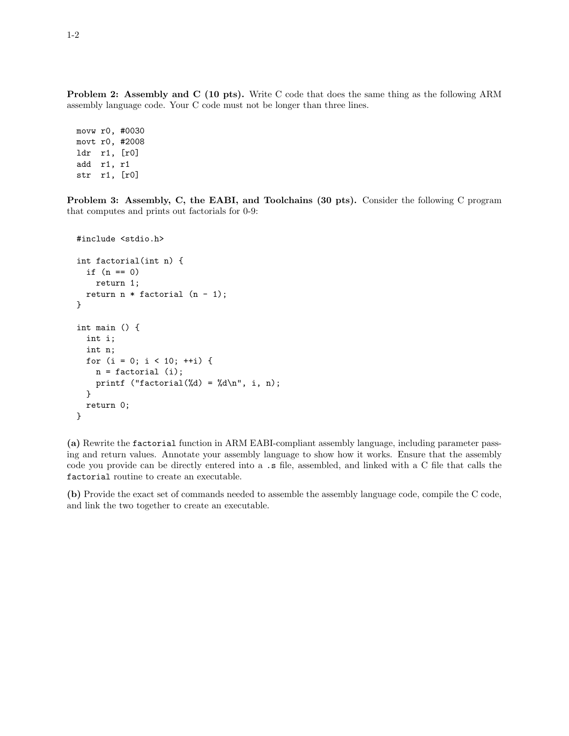**Problem 2: Assembly and C (10 pts).** Write C code that does the same thing as the following ARM assembly language code. Your C code must not be longer than three lines.

```
movw r0, #0030
movt r0, #2008
ldr  r1, [r0]
add  r1, r1
str  r1, [r0]
```

**Problem 3: Assembly, C, the EABI, and Toolchains (30 pts).** Consider the following C program that computes and prints out factorials for 0-9:

```
#include <stdio.h>

int factorial(int n) {
  if (n == 0)
    return 1;
  return n * factorial (n - 1);
}

int main () {
  int i;
  int n;
  for (i = 0; i < 10; ++i) {
    n = factorial (i);
    printf ("factorial(%d) = %d\n", i, n);
  }
  return 0;
}
```

**(a)** Rewrite the `factorial` function in ARM EABI-compliant assembly language, including parameter passing and return values. Annotate your assembly language to show how it works. Ensure that the assembly code you provide can be directly entered into a `.s` file, assembled, and linked with a C file that calls the `factorial` routine to create an executable.

**(b)** Provide the exact set of commands needed to assemble the assembly language code, compile the C code, and link the two together to create an executable.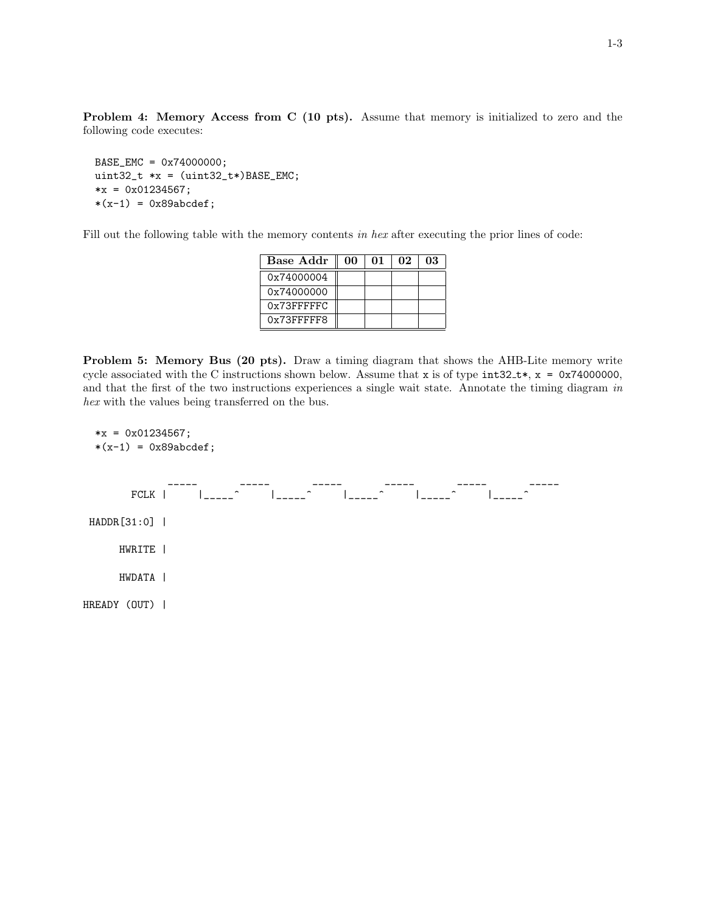**Problem 4: Memory Access from C (10 pts).** Assume that memory is initialized to zero and the following code executes:

```
BASE_EMC = 0x74000000;
uint32_t *x = (uint32_t*)BASE_EMC;
*x = 0x01234567;
*(x-1) = 0x89abcdef;
```

Fill out the following table with the memory contents *in hex* after executing the prior lines of code:

| Base Addr | 00 | 01 | 02 | 03 |
|---|---|---|---|---|
| 0x74000004 | | | | |
| 0x74000000 | | | | |
| 0x73FFFFFC | | | | |
| 0x73FFFFF8 | | | | |

**Problem 5: Memory Bus (20 pts).** Draw a timing diagram that shows the AHB-Lite memory write cycle associated with the C instructions shown below. Assume that `x` is of type `int32_t*`, `x = 0x74000000`, and that the first of the two instructions experiences a single wait state. Annotate the timing diagram *in hex* with the values being transferred on the bus.

```
*x = 0x01234567;
*(x-1) = 0x89abcdef;
```

```
            -----       -----       -----       -----       -----       -----
       FCLK |     |_____^     |_____^     |_____^     |_____^     |_____^

HADDR[31:0] |

     HWRITE |

     HWDATA |

HREADY (OUT) |
```